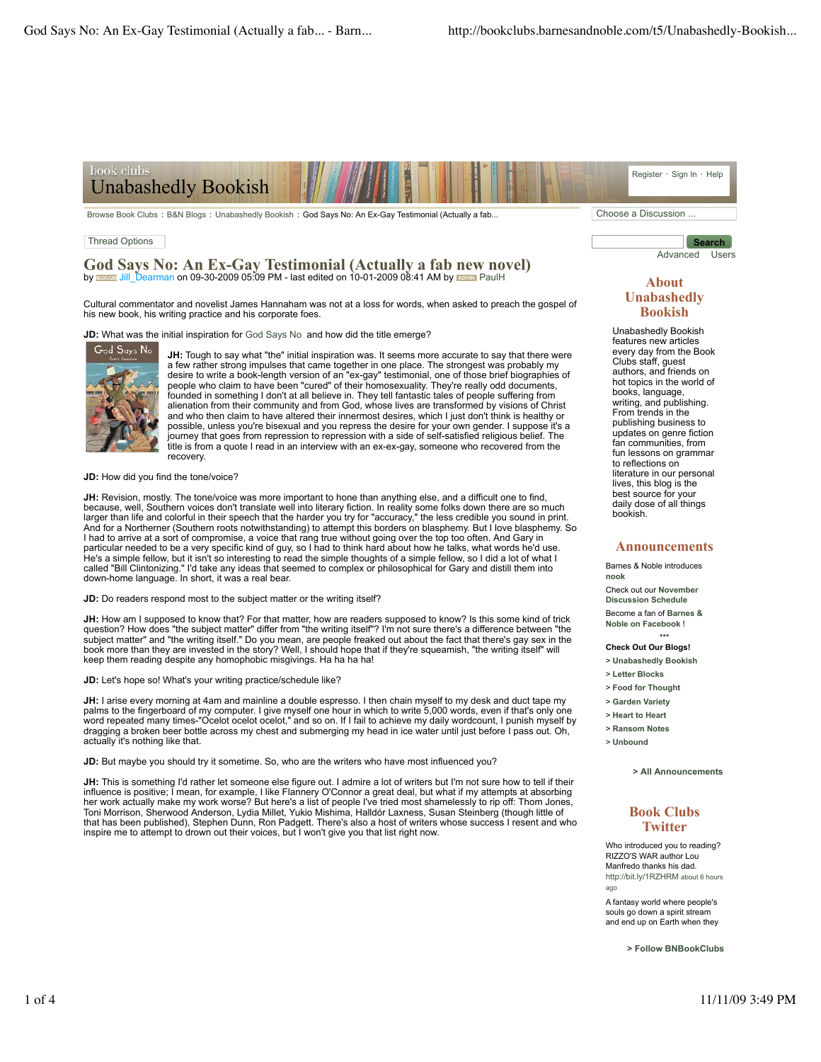book clubs
# Unabashedly Bookish

Register · Sign In · Help

Browse Book Clubs : B&N Blogs : Unabashedly Bookish : God Says No: An Ex-Gay Testimonial (Actually a fab...

Choose a Discussion ...

Thread Options

Search
Advanced Users

## God Says No: An Ex-Gay Testimonial (Actually a fab new novel)

by BLOGGER Jill_Dearman on 09-30-2009 05:09 PM - last edited on 10-01-2009 08:41 AM by ADMIN PaulH

Cultural commentator and novelist James Hannaham was not at a loss for words, when asked to preach the gospel of his new book, his writing practice and his corporate foes.

**JD:** What was the initial inspiration for God Says No and how did the title emerge?

**JH:** Tough to say what "the" initial inspiration was. It seems more accurate to say that there were a few rather strong impulses that came together in one place. The strongest was probably my desire to write a book-length version of an "ex-gay" testimonial, one of those brief biographies of people who claim to have been "cured" of their homosexuality. They're really odd documents, founded in something I don't at all believe in. They tell fantastic tales of people suffering from alienation from their community and from God, whose lives are transformed by visions of Christ and who then claim to have altered their innermost desires, which I just don't think is healthy or possible, unless you're bisexual and you repress the desire for your own gender. I suppose it's a journey that goes from repression to repression with a side of self-satisfied religious belief. The title is from a quote I read in an interview with an ex-ex-gay, someone who recovered from the recovery.

**JD:** How did you find the tone/voice?

**JH:** Revision, mostly. The tone/voice was more important to hone than anything else, and a difficult one to find, because, well, Southern voices don't translate well into literary fiction. In reality some folks down there are so much larger than life and colorful in their speech that the harder you try for "accuracy," the less credible you sound in print. And for a Northerner (Southern roots notwithstanding) to attempt this borders on blasphemy. But I love blasphemy. So I had to arrive at a sort of compromise, a voice that rang true without going over the top too often. And Gary in particular needed to be a very specific kind of guy, so I had to think hard about how he talks, what words he'd use. He's a simple fellow, but it isn't so interesting to read the simple thoughts of a simple fellow, so I did a lot of what I called "Bill Clintonizing." I'd take any ideas that seemed to complex or philosophical for Gary and distill them into down-home language. In short, it was a real bear.

**JD:** Do readers respond most to the subject matter or the writing itself?

**JH:** How am I supposed to know that? For that matter, how are readers supposed to know? Is this some kind of trick question? How does "the subject matter" differ from "the writing itself"? I'm not sure there's a difference between "the subject matter" and "the writing itself." Do you mean, are people freaked out about the fact that there's gay sex in the book more than they are invested in the story? Well, I should hope that if they're squeamish, "the writing itself" will keep them reading despite any homophobic misgivings. Ha ha ha ha!

**JD:** Let's hope so! What's your writing practice/schedule like?

**JH:** I arise every morning at 4am and mainline a double espresso. I then chain myself to my desk and duct tape my palms to the fingerboard of my computer. I give myself one hour in which to write 5,000 words, even if that's only one word repeated many times-"Ocelot ocelot ocelot," and so on. If I fail to achieve my daily wordcount, I punish myself by dragging a broken beer bottle across my chest and submerging my head in ice water until just before I pass out. Oh, actually it's nothing like that.

**JD:** But maybe you should try it sometime. So, who are the writers who have most influenced you?

**JH:** This is something I'd rather let someone else figure out. I admire a lot of writers but I'm not sure how to tell if their influence is positive; I mean, for example, I like Flannery O'Connor a great deal, but what if my attempts at absorbing her work actually make my work worse? But here's a list of people I've tried most shamelessly to rip off: Thom Jones, Toni Morrison, Sherwood Anderson, Lydia Millet, Yukio Mishima, Halldór Laxness, Susan Steinberg (though little of that has been published), Stephen Dunn, Ron Padgett. There's also a host of writers whose success I resent and who inspire me to attempt to drown out their voices, but I won't give you that list right now.

## About Unabashedly Bookish

Unabashedly Bookish features new articles every day from the Book Clubs staff, guest authors, and friends on hot topics in the world of books, language, writing, and publishing. From trends in the publishing business to updates on genre fiction fan communities, from fun lessons on grammar to reflections on literature in our personal lives, this blog is the best source for your daily dose of all things bookish.

## Announcements

Barnes & Noble introduces **nook**

Check out our **November Discussion Schedule**

Become a fan of **Barnes & Noble on Facebook !**

\*\*\*

**Check Out Our Blogs!**

- > Unabashedly Bookish
- > Letter Blocks
- > Food for Thought
- > Garden Variety
- > Heart to Heart
- > Ransom Notes
- > Unbound

> All Announcements

## Book Clubs Twitter

Who introduced you to reading? RIZZO'S WAR author Lou Manfredo thanks his dad. http://bit.ly/1RZHRM about 6 hours ago

A fantasy world where people's souls go down a spirit stream and end up on Earth when they

> Follow BNBookClubs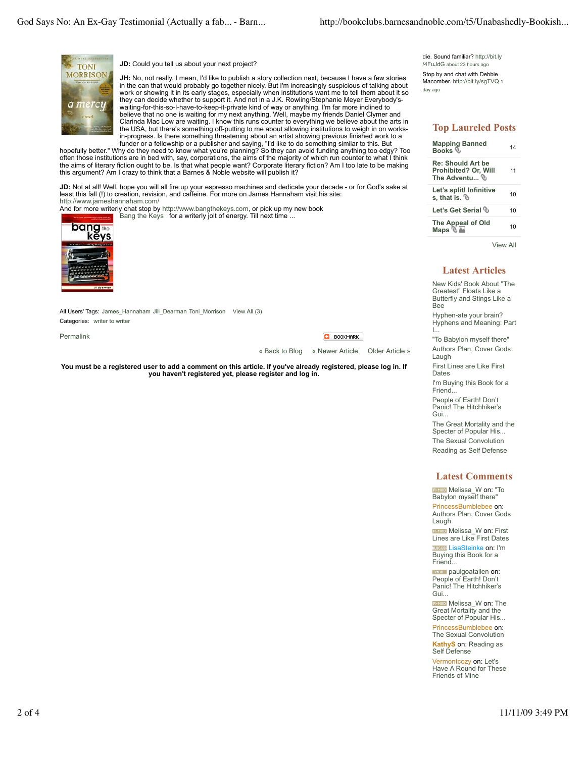**JD:** Could you tell us about your next project?

**JH:** No, not really. I mean, I'd like to publish a story collection next, because I have a few stories in the can that would probably go together nicely. But I'm increasingly suspicious of talking about work or showing it in its early stages, especially when institutions want me to tell them about it so they can decide whether to support it. And not in a J.K. Rowling/Stephanie Meyer Everybody's-waiting-for-this-so-I-have-to-keep-it-private kind of way or anything. I'm far more inclined to believe that no one is waiting for my next anything. Well, maybe my friends Daniel Clymer and Clarinda Mac Low are waiting. I know this runs counter to everything we believe about the arts in the USA, but there's something off-putting to me about allowing institutions to weigh in on works-in-progress. Is there something threatening about an artist showing previous finished work to a funder or a fellowship or a publisher and saying, "I'd like to do something similar to this. But hopefully better." Why do they need to know what you're planning? So they can avoid funding anything too edgy? Too often those institutions are in bed with, say, corporations, the aims of the majority of which run counter to what I think the aims of literary fiction ought to be. Is that what people want? Corporate literary fiction? Am I too late to be making this argument? Am I crazy to think that a Barnes & Noble website will publish it?

**JD:** Not at all! Well, hope you will all fire up your espresso machines and dedicate your decade - or for God's sake at least this fall (!) to creation, revision, and caffeine. For more on James Hannaham visit his site: http://www.jameshannaham.com/

And for more writerly chat stop by http://www.bangthekeys.com, or pick up my new book Bang the Keys for a writerly jolt of energy. Till next time ...

All Users' Tags: James_Hannaham Jill_Dearman Toni_Morrison View All (3)

Categories: writer to writer

Permalink

BOOKMARK

« Back to Blog « Newer Article Older Article »

**You must be a registered user to add a comment on this article. If you've already registered, please log in. If you haven't registered yet, please register and log in.**

die. Sound familiar? http://bit.ly/4FuJdG about 23 hours ago

Stop by and chat with Debbie Macomber. http://bit.ly/sgTVQ 1 day ago

## Top Laureled Posts

| Post | Count |
|---|---|
| Mapping Banned Books | 14 |
| Re: Should Art be Prohibited? Or, Will The Adventu... | 11 |
| Let's split! Infinitives, that is. | 10 |
| Let's Get Serial | 10 |
| The Appeal of Old Maps | 10 |

View All

## Latest Articles

- New Kids' Book About "The Greatest" Floats Like a Butterfly and Stings Like a Bee
- Hyphen-ate your brain? Hyphens and Meaning: Part I...
- "To Babylon myself there"
- Authors Plan, Cover Gods Laugh
- First Lines are Like First Dates
- I'm Buying this Book for a Friend...
- People of Earth! Don't Panic! The Hitchhiker's Gui...
- The Great Mortality and the Specter of Popular His...
- The Sexual Convolution
- Reading as Self Defense

## Latest Comments

- Melissa_W on: "To Babylon myself there"
- PrincessBumblebee on: Authors Plan, Cover Gods Laugh
- Melissa_W on: First Lines are Like First Dates
- LisaSteinke on: I'm Buying this Book for a Friend...
- paulgoatallen on: People of Earth! Don't Panic! The Hitchhiker's Gui...
- Melissa_W on: The Great Mortality and the Specter of Popular His...
- PrincessBumblebee on: The Sexual Convolution
- KathyS on: Reading as Self Defense
- Vermontcozy on: Let's Have A Round for These Friends of Mine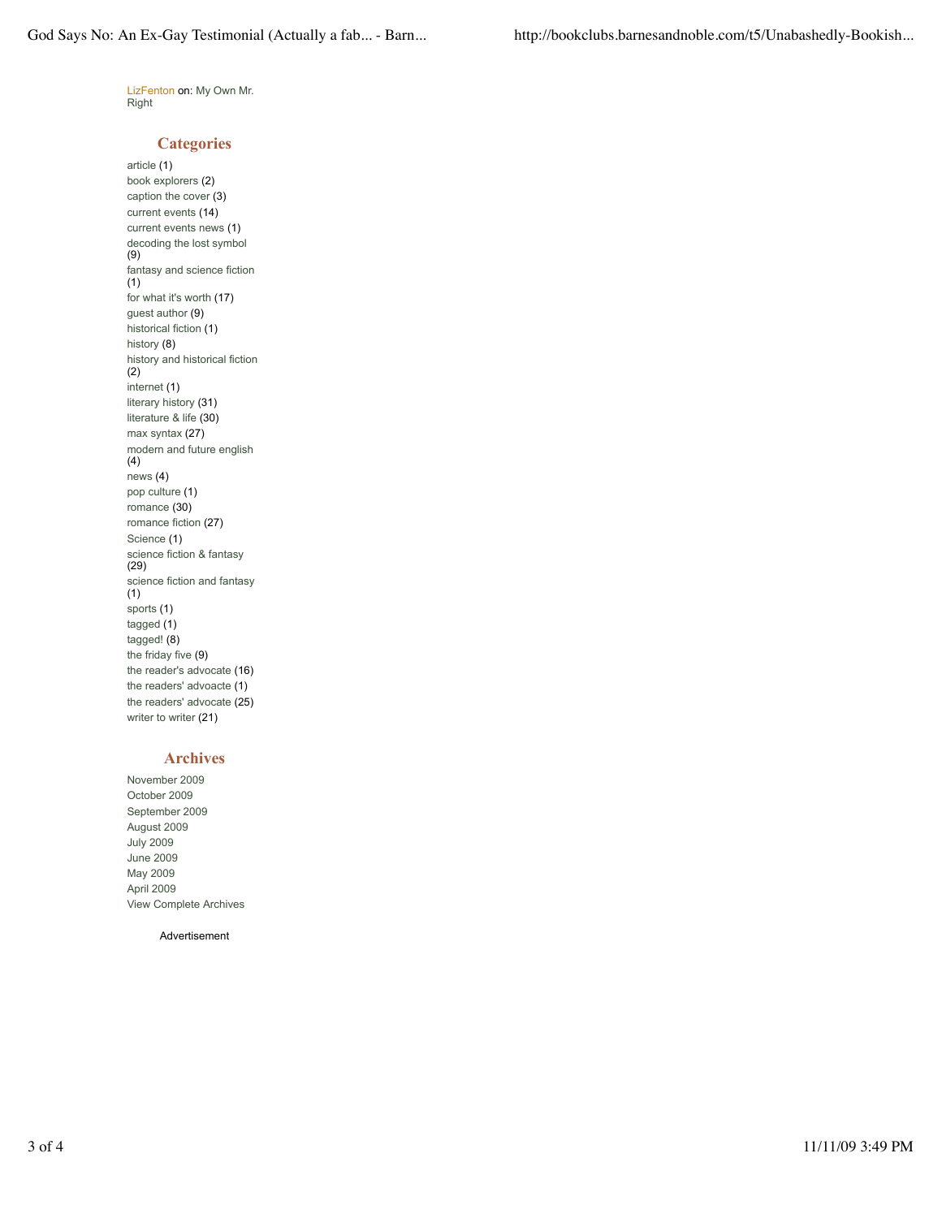LizFenton on: My Own Mr. Right

## Categories

- article (1)
- book explorers (2)
- caption the cover (3)
- current events (14)
- current events news (1)
- decoding the lost symbol (9)
- fantasy and science fiction (1)
- for what it's worth (17)
- guest author (9)
- historical fiction (1)
- history (8)
- history and historical fiction (2)
- internet (1)
- literary history (31)
- literature & life (30)
- max syntax (27)
- modern and future english (4)
- news (4)
- pop culture (1)
- romance (30)
- romance fiction (27)
- Science (1)
- science fiction & fantasy (29)
- science fiction and fantasy (1)
- sports (1)
- tagged (1)
- tagged! (8)
- the friday five (9)
- the reader's advocate (16)
- the readers' advoacte (1)
- the readers' advocate (25)
- writer to writer (21)

## Archives

- November 2009
- October 2009
- September 2009
- August 2009
- July 2009
- June 2009
- May 2009
- April 2009
- View Complete Archives

Advertisement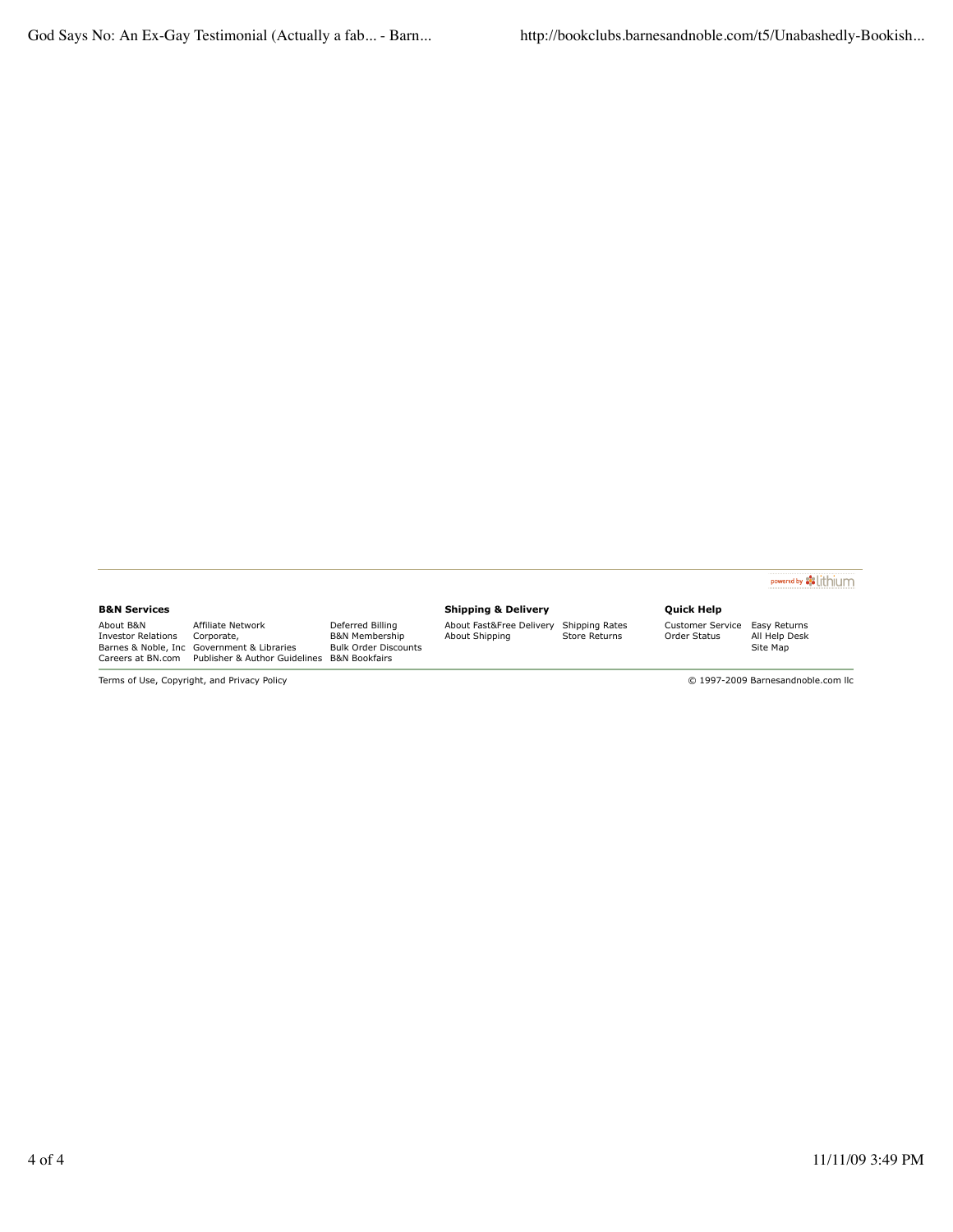powered by lithium

**B&N Services**

| | | |
|---|---|---|
| About B&N | Affiliate Network | Deferred Billing |
| Investor Relations | Corporate, | B&N Membership |
| Barnes & Noble, Inc | Government & Libraries | Bulk Order Discounts |
| Careers at BN.com | Publisher & Author Guidelines | B&N Bookfairs |

**Shipping & Delivery**

| | |
|---|---|
| About Fast&Free Delivery | Shipping Rates |
| About Shipping | Store Returns |

**Quick Help**

| | |
|---|---|
| Customer Service | Easy Returns |
| Order Status | All Help Desk |
| | Site Map |

Terms of Use, Copyright, and Privacy Policy

© 1997-2009 Barnesandnoble.com llc